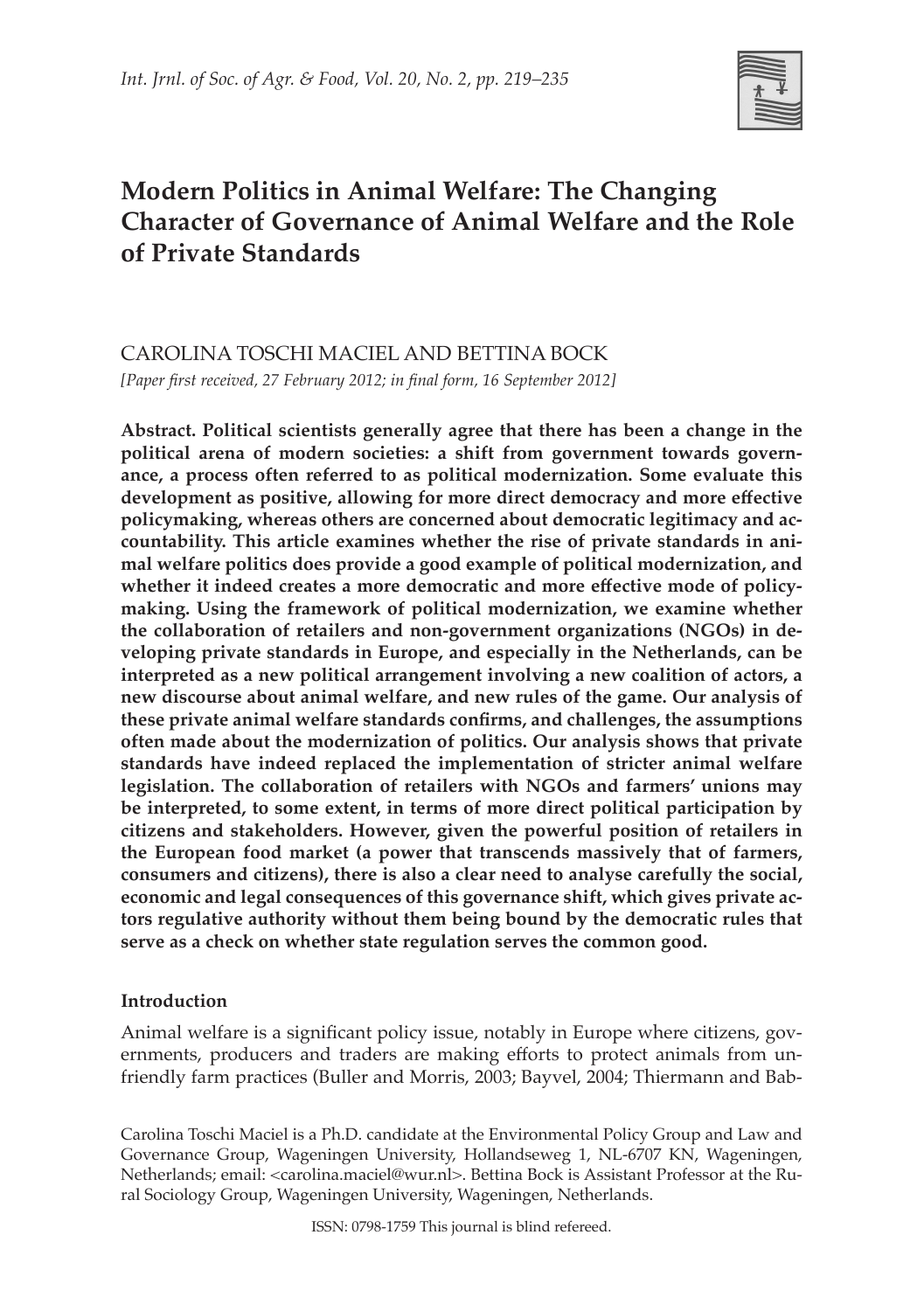# Modern Politics in Animal Welfare: The Changing Character of Governance of Animal Welfare and the Role of Private Standards

CAROLINA TOSCHI MACIEL AND BETTINA BOCK

*[Paper first received, 27 February 2012; in final form, 16 September 2012]*

**Abstract. Political scientists generally agree that there has been a change in the political arena of modern societies: a shift from government towards governance, a process often referred to as political modernization. Some evaluate this development as positive, allowing for more direct democracy and more effective policymaking, whereas others are concerned about democratic legitimacy and accountability. This article examines whether the rise of private standards in animal welfare politics does provide a good example of political modernization, and whether it indeed creates a more democratic and more effective mode of policymaking. Using the framework of political modernization, we examine whether the collaboration of retailers and non-government organizations (NGOs) in developing private standards in Europe, and especially in the Netherlands, can be interpreted as a new political arrangement involving a new coalition of actors, a new discourse about animal welfare, and new rules of the game. Our analysis of these private animal welfare standards confirms, and challenges, the assumptions often made about the modernization of politics. Our analysis shows that private standards have indeed replaced the implementation of stricter animal welfare legislation. The collaboration of retailers with NGOs and farmers' unions may be interpreted, to some extent, in terms of more direct political participation by citizens and stakeholders. However, given the powerful position of retailers in the European food market (a power that transcends massively that of farmers, consumers and citizens), there is also a clear need to analyse carefully the social, economic and legal consequences of this governance shift, which gives private actors regulative authority without them being bound by the democratic rules that serve as a check on whether state regulation serves the common good.**

## Introduction

Animal welfare is a significant policy issue, notably in Europe where citizens, governments, producers and traders are making efforts to protect animals from unfriendly farm practices (Buller and Morris, 2003; Bayvel, 2004; Thiermann and Bab-

Carolina Toschi Maciel is a Ph.D. candidate at the Environmental Policy Group and Law and Governance Group, Wageningen University, Hollandseweg 1, NL-6707 KN, Wageningen, Netherlands; email: <carolina.maciel@wur.nl>. Bettina Bock is Assistant Professor at the Rural Sociology Group, Wageningen University, Wageningen, Netherlands.

ISSN: 0798-1759 This journal is blind refereed.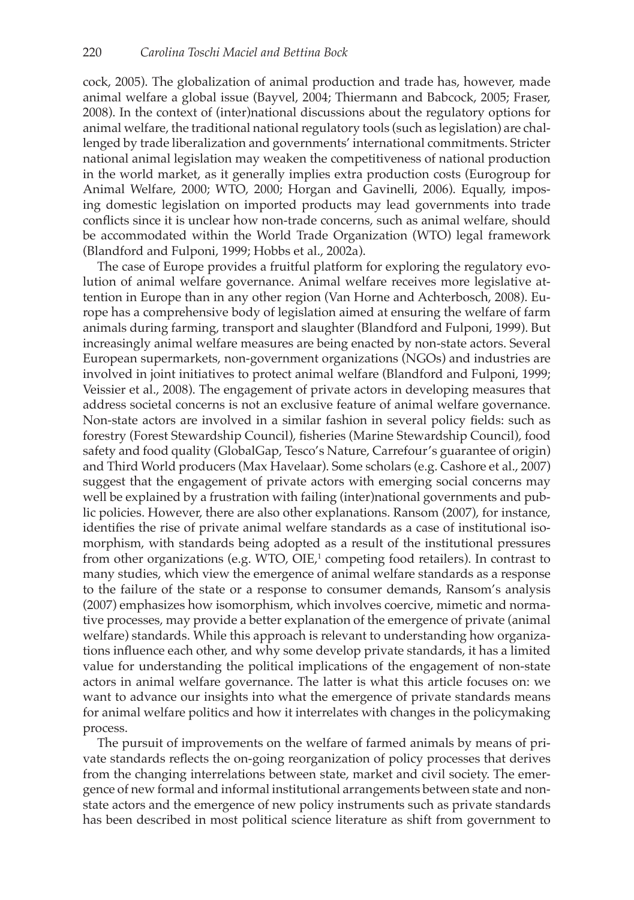cock, 2005). The globalization of animal production and trade has, however, made animal welfare a global issue (Bayvel, 2004; Thiermann and Babcock, 2005; Fraser, 2008). In the context of (inter)national discussions about the regulatory options for animal welfare, the traditional national regulatory tools (such as legislation) are challenged by trade liberalization and governments' international commitments. Stricter national animal legislation may weaken the competitiveness of national production in the world market, as it generally implies extra production costs (Eurogroup for Animal Welfare, 2000; WTO, 2000; Horgan and Gavinelli, 2006). Equally, imposing domestic legislation on imported products may lead governments into trade conflicts since it is unclear how non-trade concerns, such as animal welfare, should be accommodated within the World Trade Organization (WTO) legal framework (Blandford and Fulponi, 1999; Hobbs et al., 2002a).

The case of Europe provides a fruitful platform for exploring the regulatory evolution of animal welfare governance. Animal welfare receives more legislative attention in Europe than in any other region (Van Horne and Achterbosch, 2008). Europe has a comprehensive body of legislation aimed at ensuring the welfare of farm animals during farming, transport and slaughter (Blandford and Fulponi, 1999). But increasingly animal welfare measures are being enacted by non-state actors. Several European supermarkets, non-government organizations (NGOs) and industries are involved in joint initiatives to protect animal welfare (Blandford and Fulponi, 1999; Veissier et al., 2008). The engagement of private actors in developing measures that address societal concerns is not an exclusive feature of animal welfare governance. Non-state actors are involved in a similar fashion in several policy fields: such as forestry (Forest Stewardship Council), fisheries (Marine Stewardship Council), food safety and food quality (GlobalGap, Tesco's Nature, Carrefour's guarantee of origin) and Third World producers (Max Havelaar). Some scholars (e.g. Cashore et al., 2007) suggest that the engagement of private actors with emerging social concerns may well be explained by a frustration with failing (inter)national governments and public policies. However, there are also other explanations. Ransom (2007), for instance, identifies the rise of private animal welfare standards as a case of institutional isomorphism, with standards being adopted as a result of the institutional pressures from other organizations (e.g. WTO, OIE,[1] competing food retailers). In contrast to many studies, which view the emergence of animal welfare standards as a response to the failure of the state or a response to consumer demands, Ransom's analysis (2007) emphasizes how isomorphism, which involves coercive, mimetic and normative processes, may provide a better explanation of the emergence of private (animal welfare) standards. While this approach is relevant to understanding how organizations influence each other, and why some develop private standards, it has a limited value for understanding the political implications of the engagement of non-state actors in animal welfare governance. The latter is what this article focuses on: we want to advance our insights into what the emergence of private standards means for animal welfare politics and how it interrelates with changes in the policymaking process.

The pursuit of improvements on the welfare of farmed animals by means of private standards reflects the on-going reorganization of policy processes that derives from the changing interrelations between state, market and civil society. The emergence of new formal and informal institutional arrangements between state and non-state actors and the emergence of new policy instruments such as private standards has been described in most political science literature as shift from government to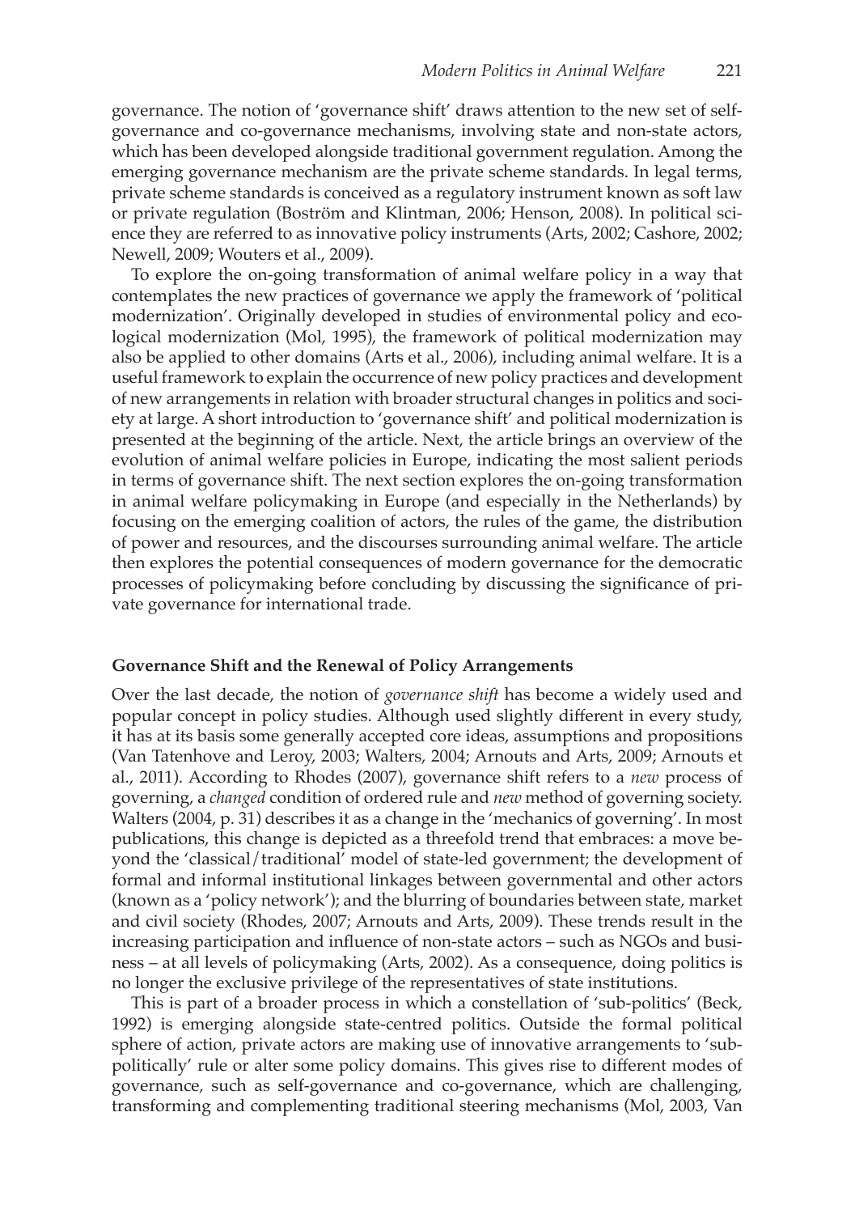governance. The notion of 'governance shift' draws attention to the new set of self-governance and co-governance mechanisms, involving state and non-state actors, which has been developed alongside traditional government regulation. Among the emerging governance mechanism are the private scheme standards. In legal terms, private scheme standards is conceived as a regulatory instrument known as soft law or private regulation (Boström and Klintman, 2006; Henson, 2008). In political science they are referred to as innovative policy instruments (Arts, 2002; Cashore, 2002; Newell, 2009; Wouters et al., 2009).

To explore the on-going transformation of animal welfare policy in a way that contemplates the new practices of governance we apply the framework of 'political modernization'. Originally developed in studies of environmental policy and ecological modernization (Mol, 1995), the framework of political modernization may also be applied to other domains (Arts et al., 2006), including animal welfare. It is a useful framework to explain the occurrence of new policy practices and development of new arrangements in relation with broader structural changes in politics and society at large. A short introduction to 'governance shift' and political modernization is presented at the beginning of the article. Next, the article brings an overview of the evolution of animal welfare policies in Europe, indicating the most salient periods in terms of governance shift. The next section explores the on-going transformation in animal welfare policymaking in Europe (and especially in the Netherlands) by focusing on the emerging coalition of actors, the rules of the game, the distribution of power and resources, and the discourses surrounding animal welfare. The article then explores the potential consequences of modern governance for the democratic processes of policymaking before concluding by discussing the significance of private governance for international trade.

## Governance Shift and the Renewal of Policy Arrangements

Over the last decade, the notion of *governance shift* has become a widely used and popular concept in policy studies. Although used slightly different in every study, it has at its basis some generally accepted core ideas, assumptions and propositions (Van Tatenhove and Leroy, 2003; Walters, 2004; Arnouts and Arts, 2009; Arnouts et al., 2011). According to Rhodes (2007), governance shift refers to a *new* process of governing, a *changed* condition of ordered rule and *new* method of governing society. Walters (2004, p. 31) describes it as a change in the 'mechanics of governing'. In most publications, this change is depicted as a threefold trend that embraces: a move beyond the 'classical/traditional' model of state-led government; the development of formal and informal institutional linkages between governmental and other actors (known as a 'policy network'); and the blurring of boundaries between state, market and civil society (Rhodes, 2007; Arnouts and Arts, 2009). These trends result in the increasing participation and influence of non-state actors – such as NGOs and business – at all levels of policymaking (Arts, 2002). As a consequence, doing politics is no longer the exclusive privilege of the representatives of state institutions.

This is part of a broader process in which a constellation of 'sub-politics' (Beck, 1992) is emerging alongside state-centred politics. Outside the formal political sphere of action, private actors are making use of innovative arrangements to 'sub-politically' rule or alter some policy domains. This gives rise to different modes of governance, such as self-governance and co-governance, which are challenging, transforming and complementing traditional steering mechanisms (Mol, 2003, Van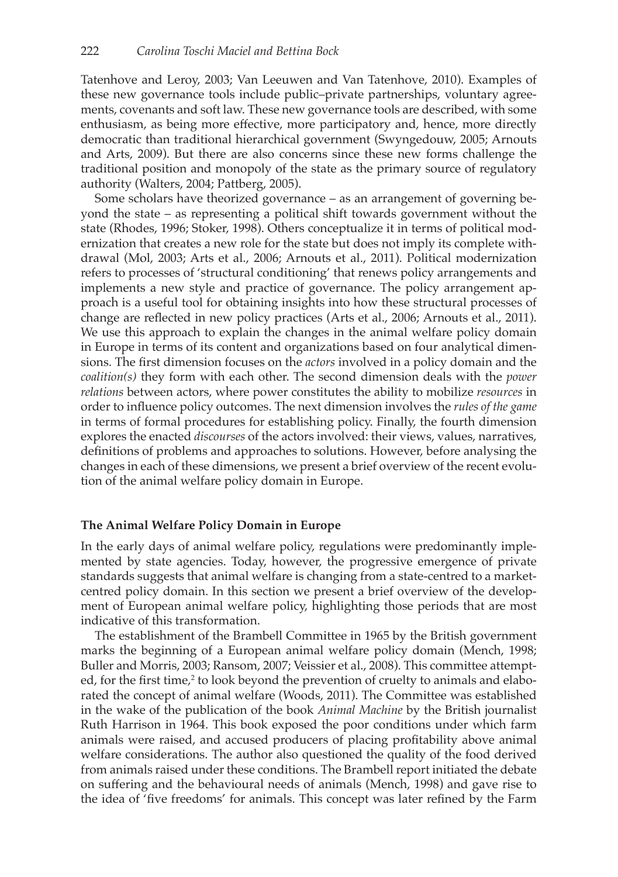Tatenhove and Leroy, 2003; Van Leeuwen and Van Tatenhove, 2010). Examples of these new governance tools include public–private partnerships, voluntary agreements, covenants and soft law. These new governance tools are described, with some enthusiasm, as being more effective, more participatory and, hence, more directly democratic than traditional hierarchical government (Swyngedouw, 2005; Arnouts and Arts, 2009). But there are also concerns since these new forms challenge the traditional position and monopoly of the state as the primary source of regulatory authority (Walters, 2004; Pattberg, 2005).

Some scholars have theorized governance – as an arrangement of governing beyond the state – as representing a political shift towards government without the state (Rhodes, 1996; Stoker, 1998). Others conceptualize it in terms of political modernization that creates a new role for the state but does not imply its complete withdrawal (Mol, 2003; Arts et al., 2006; Arnouts et al., 2011). Political modernization refers to processes of 'structural conditioning' that renews policy arrangements and implements a new style and practice of governance. The policy arrangement approach is a useful tool for obtaining insights into how these structural processes of change are reflected in new policy practices (Arts et al., 2006; Arnouts et al., 2011). We use this approach to explain the changes in the animal welfare policy domain in Europe in terms of its content and organizations based on four analytical dimensions. The first dimension focuses on the *actors* involved in a policy domain and the *coalition(s)* they form with each other. The second dimension deals with the *power relations* between actors, where power constitutes the ability to mobilize *resources* in order to influence policy outcomes. The next dimension involves the *rules of the game* in terms of formal procedures for establishing policy. Finally, the fourth dimension explores the enacted *discourses* of the actors involved: their views, values, narratives, definitions of problems and approaches to solutions. However, before analysing the changes in each of these dimensions, we present a brief overview of the recent evolution of the animal welfare policy domain in Europe.

## The Animal Welfare Policy Domain in Europe

In the early days of animal welfare policy, regulations were predominantly implemented by state agencies. Today, however, the progressive emergence of private standards suggests that animal welfare is changing from a state-centred to a market-centred policy domain. In this section we present a brief overview of the development of European animal welfare policy, highlighting those periods that are most indicative of this transformation.

The establishment of the Brambell Committee in 1965 by the British government marks the beginning of a European animal welfare policy domain (Mench, 1998; Buller and Morris, 2003; Ransom, 2007; Veissier et al., 2008). This committee attempted, for the first time,[2] to look beyond the prevention of cruelty to animals and elaborated the concept of animal welfare (Woods, 2011). The Committee was established in the wake of the publication of the book *Animal Machine* by the British journalist Ruth Harrison in 1964. This book exposed the poor conditions under which farm animals were raised, and accused producers of placing profitability above animal welfare considerations. The author also questioned the quality of the food derived from animals raised under these conditions. The Brambell report initiated the debate on suffering and the behavioural needs of animals (Mench, 1998) and gave rise to the idea of 'five freedoms' for animals. This concept was later refined by the Farm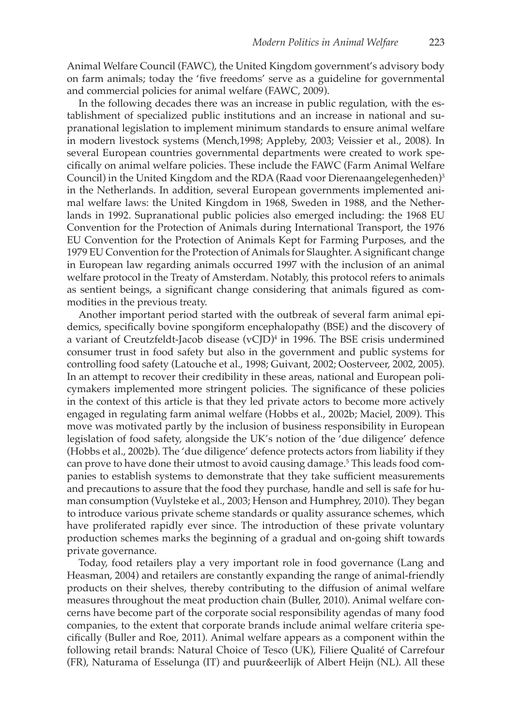Animal Welfare Council (FAWC), the United Kingdom government's advisory body on farm animals; today the 'five freedoms' serve as a guideline for governmental and commercial policies for animal welfare (FAWC, 2009).

In the following decades there was an increase in public regulation, with the establishment of specialized public institutions and an increase in national and supranational legislation to implement minimum standards to ensure animal welfare in modern livestock systems (Mench,1998; Appleby, 2003; Veissier et al., 2008). In several European countries governmental departments were created to work specifically on animal welfare policies. These include the FAWC (Farm Animal Welfare Council) in the United Kingdom and the RDA (Raad voor Dierenaangelegenheden)[3] in the Netherlands. In addition, several European governments implemented animal welfare laws: the United Kingdom in 1968, Sweden in 1988, and the Netherlands in 1992. Supranational public policies also emerged including: the 1968 EU Convention for the Protection of Animals during International Transport, the 1976 EU Convention for the Protection of Animals Kept for Farming Purposes, and the 1979 EU Convention for the Protection of Animals for Slaughter. A significant change in European law regarding animals occurred 1997 with the inclusion of an animal welfare protocol in the Treaty of Amsterdam. Notably, this protocol refers to animals as sentient beings, a significant change considering that animals figured as commodities in the previous treaty.

Another important period started with the outbreak of several farm animal epidemics, specifically bovine spongiform encephalopathy (BSE) and the discovery of a variant of Creutzfeldt-Jacob disease (vCJD)[4] in 1996. The BSE crisis undermined consumer trust in food safety but also in the government and public systems for controlling food safety (Latouche et al., 1998; Guivant, 2002; Oosterveer, 2002, 2005). In an attempt to recover their credibility in these areas, national and European policymakers implemented more stringent policies. The significance of these policies in the context of this article is that they led private actors to become more actively engaged in regulating farm animal welfare (Hobbs et al., 2002b; Maciel, 2009). This move was motivated partly by the inclusion of business responsibility in European legislation of food safety, alongside the UK's notion of the 'due diligence' defence (Hobbs et al., 2002b). The 'due diligence' defence protects actors from liability if they can prove to have done their utmost to avoid causing damage.[5] This leads food companies to establish systems to demonstrate that they take sufficient measurements and precautions to assure that the food they purchase, handle and sell is safe for human consumption (Vuylsteke et al., 2003; Henson and Humphrey, 2010). They began to introduce various private scheme standards or quality assurance schemes, which have proliferated rapidly ever since. The introduction of these private voluntary production schemes marks the beginning of a gradual and on-going shift towards private governance.

Today, food retailers play a very important role in food governance (Lang and Heasman, 2004) and retailers are constantly expanding the range of animal-friendly products on their shelves, thereby contributing to the diffusion of animal welfare measures throughout the meat production chain (Buller, 2010). Animal welfare concerns have become part of the corporate social responsibility agendas of many food companies, to the extent that corporate brands include animal welfare criteria specifically (Buller and Roe, 2011). Animal welfare appears as a component within the following retail brands: Natural Choice of Tesco (UK), Filiere Qualité of Carrefour (FR), Naturama of Esselunga (IT) and puur&eerlijk of Albert Heijn (NL). All these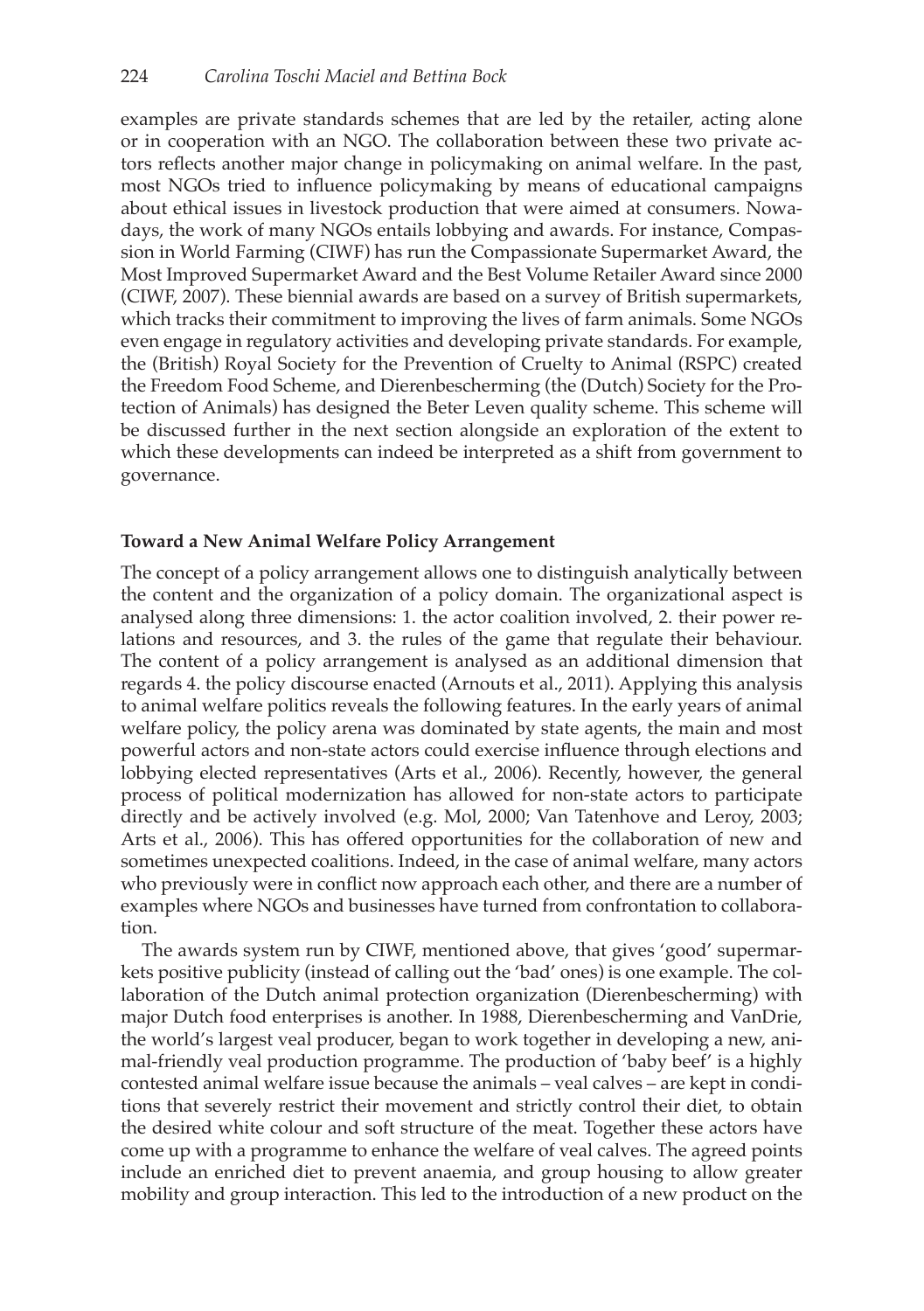examples are private standards schemes that are led by the retailer, acting alone or in cooperation with an NGO. The collaboration between these two private actors reflects another major change in policymaking on animal welfare. In the past, most NGOs tried to influence policymaking by means of educational campaigns about ethical issues in livestock production that were aimed at consumers. Nowadays, the work of many NGOs entails lobbying and awards. For instance, Compassion in World Farming (CIWF) has run the Compassionate Supermarket Award, the Most Improved Supermarket Award and the Best Volume Retailer Award since 2000 (CIWF, 2007). These biennial awards are based on a survey of British supermarkets, which tracks their commitment to improving the lives of farm animals. Some NGOs even engage in regulatory activities and developing private standards. For example, the (British) Royal Society for the Prevention of Cruelty to Animal (RSPC) created the Freedom Food Scheme, and Dierenbescherming (the (Dutch) Society for the Protection of Animals) has designed the Beter Leven quality scheme. This scheme will be discussed further in the next section alongside an exploration of the extent to which these developments can indeed be interpreted as a shift from government to governance.

## Toward a New Animal Welfare Policy Arrangement

The concept of a policy arrangement allows one to distinguish analytically between the content and the organization of a policy domain. The organizational aspect is analysed along three dimensions: 1. the actor coalition involved, 2. their power relations and resources, and 3. the rules of the game that regulate their behaviour. The content of a policy arrangement is analysed as an additional dimension that regards 4. the policy discourse enacted (Arnouts et al., 2011). Applying this analysis to animal welfare politics reveals the following features. In the early years of animal welfare policy, the policy arena was dominated by state agents, the main and most powerful actors and non-state actors could exercise influence through elections and lobbying elected representatives (Arts et al., 2006). Recently, however, the general process of political modernization has allowed for non-state actors to participate directly and be actively involved (e.g. Mol, 2000; Van Tatenhove and Leroy, 2003; Arts et al., 2006). This has offered opportunities for the collaboration of new and sometimes unexpected coalitions. Indeed, in the case of animal welfare, many actors who previously were in conflict now approach each other, and there are a number of examples where NGOs and businesses have turned from confrontation to collaboration.

The awards system run by CIWF, mentioned above, that gives 'good' supermarkets positive publicity (instead of calling out the 'bad' ones) is one example. The collaboration of the Dutch animal protection organization (Dierenbescherming) with major Dutch food enterprises is another. In 1988, Dierenbescherming and VanDrie, the world's largest veal producer, began to work together in developing a new, animal-friendly veal production programme. The production of 'baby beef' is a highly contested animal welfare issue because the animals – veal calves – are kept in conditions that severely restrict their movement and strictly control their diet, to obtain the desired white colour and soft structure of the meat. Together these actors have come up with a programme to enhance the welfare of veal calves. The agreed points include an enriched diet to prevent anaemia, and group housing to allow greater mobility and group interaction. This led to the introduction of a new product on the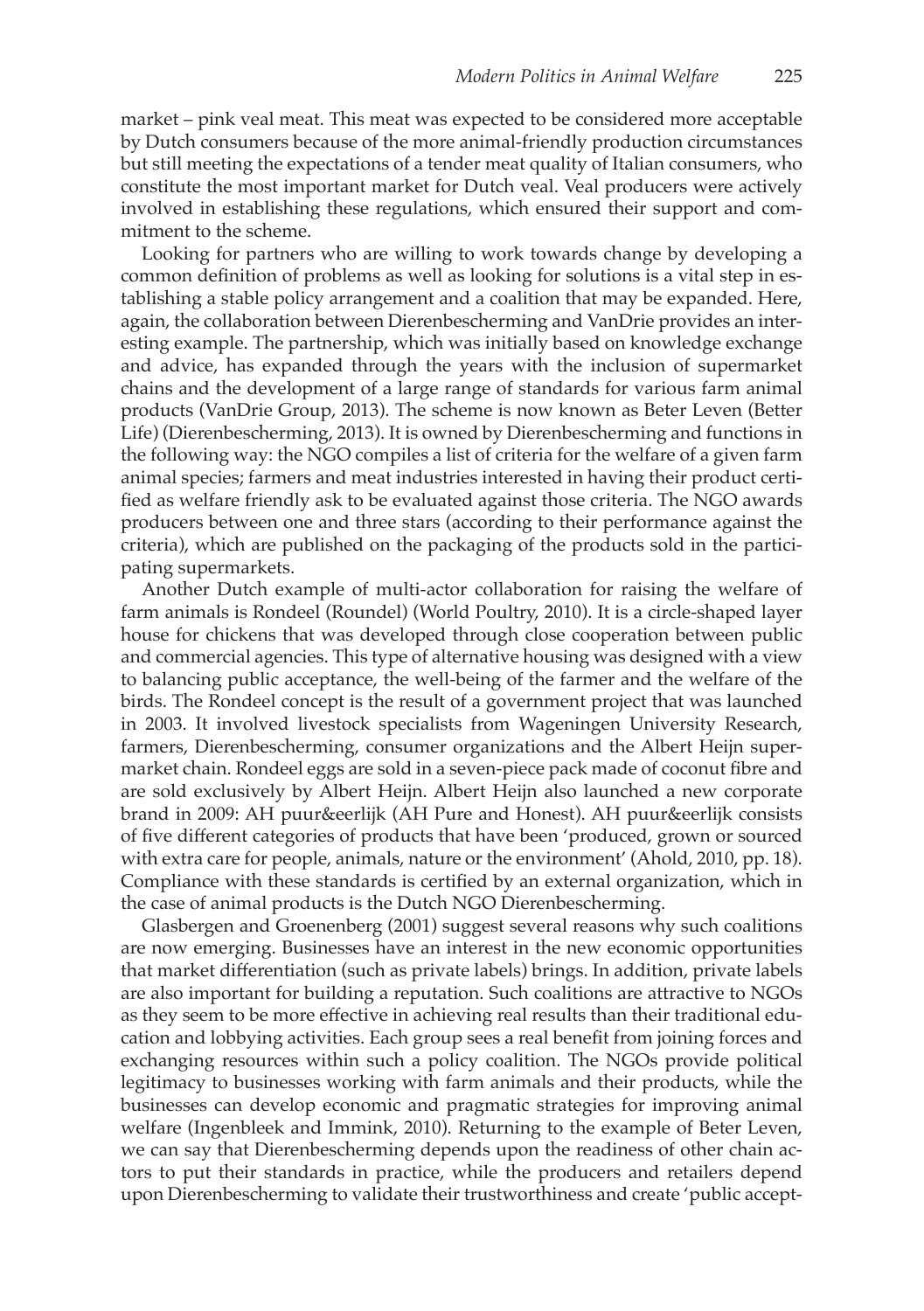market – pink veal meat. This meat was expected to be considered more acceptable by Dutch consumers because of the more animal-friendly production circumstances but still meeting the expectations of a tender meat quality of Italian consumers, who constitute the most important market for Dutch veal. Veal producers were actively involved in establishing these regulations, which ensured their support and commitment to the scheme.

Looking for partners who are willing to work towards change by developing a common definition of problems as well as looking for solutions is a vital step in establishing a stable policy arrangement and a coalition that may be expanded. Here, again, the collaboration between Dierenbescherming and VanDrie provides an interesting example. The partnership, which was initially based on knowledge exchange and advice, has expanded through the years with the inclusion of supermarket chains and the development of a large range of standards for various farm animal products (VanDrie Group, 2013). The scheme is now known as Beter Leven (Better Life) (Dierenbescherming, 2013). It is owned by Dierenbescherming and functions in the following way: the NGO compiles a list of criteria for the welfare of a given farm animal species; farmers and meat industries interested in having their product certified as welfare friendly ask to be evaluated against those criteria. The NGO awards producers between one and three stars (according to their performance against the criteria), which are published on the packaging of the products sold in the participating supermarkets.

Another Dutch example of multi-actor collaboration for raising the welfare of farm animals is Rondeel (Roundel) (World Poultry, 2010). It is a circle-shaped layer house for chickens that was developed through close cooperation between public and commercial agencies. This type of alternative housing was designed with a view to balancing public acceptance, the well-being of the farmer and the welfare of the birds. The Rondeel concept is the result of a government project that was launched in 2003. It involved livestock specialists from Wageningen University Research, farmers, Dierenbescherming, consumer organizations and the Albert Heijn supermarket chain. Rondeel eggs are sold in a seven-piece pack made of coconut fibre and are sold exclusively by Albert Heijn. Albert Heijn also launched a new corporate brand in 2009: AH puur&eerlijk (AH Pure and Honest). AH puur&eerlijk consists of five different categories of products that have been 'produced, grown or sourced with extra care for people, animals, nature or the environment' (Ahold, 2010, pp. 18). Compliance with these standards is certified by an external organization, which in the case of animal products is the Dutch NGO Dierenbescherming.

Glasbergen and Groenenberg (2001) suggest several reasons why such coalitions are now emerging. Businesses have an interest in the new economic opportunities that market differentiation (such as private labels) brings. In addition, private labels are also important for building a reputation. Such coalitions are attractive to NGOs as they seem to be more effective in achieving real results than their traditional education and lobbying activities. Each group sees a real benefit from joining forces and exchanging resources within such a policy coalition. The NGOs provide political legitimacy to businesses working with farm animals and their products, while the businesses can develop economic and pragmatic strategies for improving animal welfare (Ingenbleek and Immink, 2010). Returning to the example of Beter Leven, we can say that Dierenbescherming depends upon the readiness of other chain actors to put their standards in practice, while the producers and retailers depend upon Dierenbescherming to validate their trustworthiness and create 'public accept-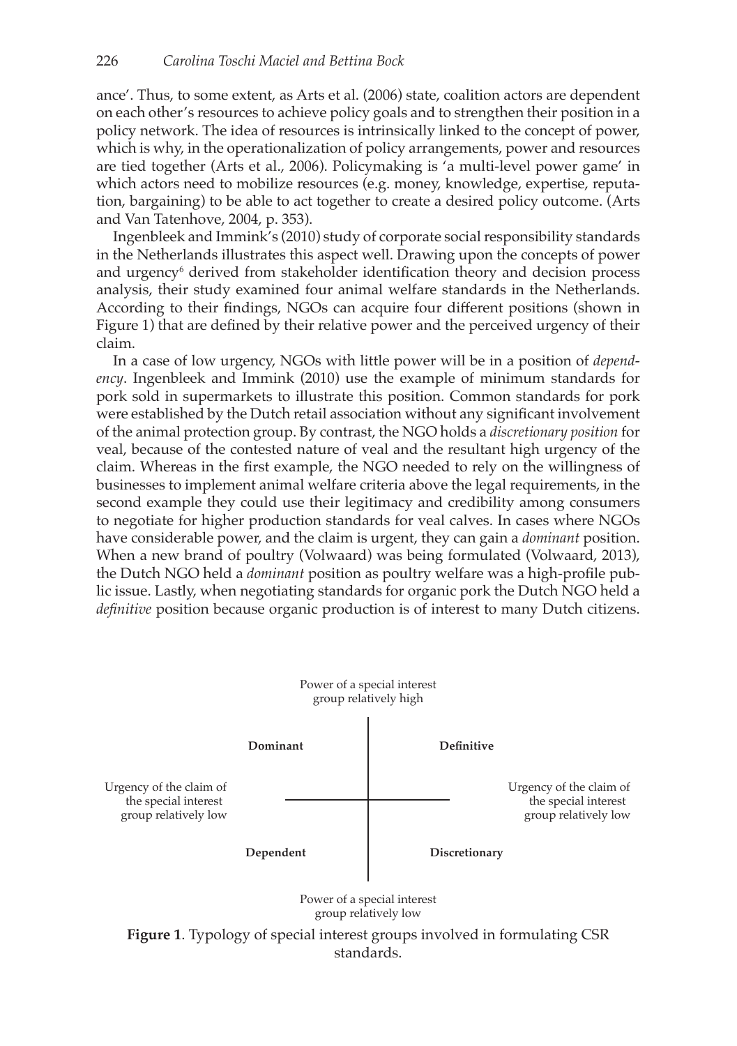ance'. Thus, to some extent, as Arts et al. (2006) state, coalition actors are dependent on each other's resources to achieve policy goals and to strengthen their position in a policy network. The idea of resources is intrinsically linked to the concept of power, which is why, in the operationalization of policy arrangements, power and resources are tied together (Arts et al., 2006). Policymaking is 'a multi-level power game' in which actors need to mobilize resources (e.g. money, knowledge, expertise, reputation, bargaining) to be able to act together to create a desired policy outcome. (Arts and Van Tatenhove, 2004, p. 353).

Ingenbleek and Immink's (2010) study of corporate social responsibility standards in the Netherlands illustrates this aspect well. Drawing upon the concepts of power and urgency[6] derived from stakeholder identification theory and decision process analysis, their study examined four animal welfare standards in the Netherlands. According to their findings, NGOs can acquire four different positions (shown in Figure 1) that are defined by their relative power and the perceived urgency of their claim.

In a case of low urgency, NGOs with little power will be in a position of *dependency*. Ingenbleek and Immink (2010) use the example of minimum standards for pork sold in supermarkets to illustrate this position. Common standards for pork were established by the Dutch retail association without any significant involvement of the animal protection group. By contrast, the NGO holds a *discretionary position* for veal, because of the contested nature of veal and the resultant high urgency of the claim. Whereas in the first example, the NGO needed to rely on the willingness of businesses to implement animal welfare criteria above the legal requirements, in the second example they could use their legitimacy and credibility among consumers to negotiate for higher production standards for veal calves. In cases where NGOs have considerable power, and the claim is urgent, they can gain a *dominant* position. When a new brand of poultry (Volwaard) was being formulated (Volwaard, 2013), the Dutch NGO held a *dominant* position as poultry welfare was a high-profile public issue. Lastly, when negotiating standards for organic pork the Dutch NGO held a *definitive* position because organic production is of interest to many Dutch citizens.

Power of a special interest group relatively high

**Dominant** | **Definitive**

Urgency of the claim of the special interest group relatively low | Urgency of the claim of the special interest group relatively low

**Dependent** | **Discretionary**

Power of a special interest group relatively low

**Figure 1**. Typology of special interest groups involved in formulating CSR standards.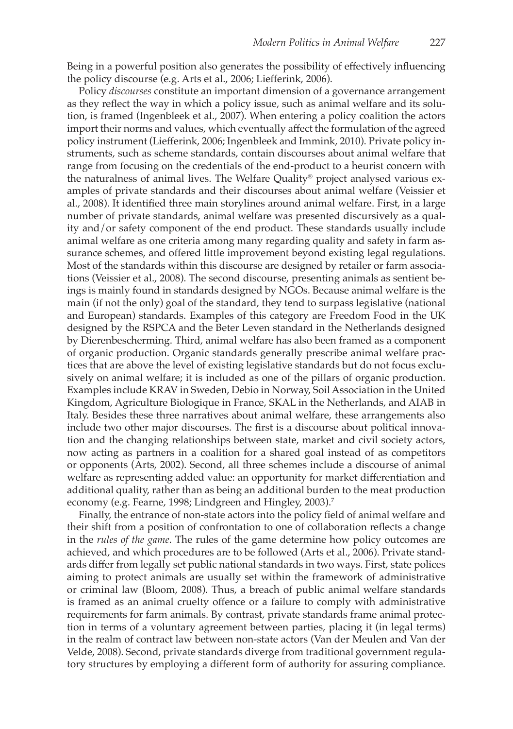Being in a powerful position also generates the possibility of effectively influencing the policy discourse (e.g. Arts et al., 2006; Liefferink, 2006).

Policy *discourses* constitute an important dimension of a governance arrangement as they reflect the way in which a policy issue, such as animal welfare and its solution, is framed (Ingenbleek et al., 2007). When entering a policy coalition the actors import their norms and values, which eventually affect the formulation of the agreed policy instrument (Liefferink, 2006; Ingenbleek and Immink, 2010). Private policy instruments, such as scheme standards, contain discourses about animal welfare that range from focusing on the credentials of the end-product to a heurist concern with the naturalness of animal lives. The Welfare Quality® project analysed various examples of private standards and their discourses about animal welfare (Veissier et al., 2008). It identified three main storylines around animal welfare. First, in a large number of private standards, animal welfare was presented discursively as a quality and/or safety component of the end product. These standards usually include animal welfare as one criteria among many regarding quality and safety in farm assurance schemes, and offered little improvement beyond existing legal regulations. Most of the standards within this discourse are designed by retailer or farm associations (Veissier et al., 2008). The second discourse, presenting animals as sentient beings is mainly found in standards designed by NGOs. Because animal welfare is the main (if not the only) goal of the standard, they tend to surpass legislative (national and European) standards. Examples of this category are Freedom Food in the UK designed by the RSPCA and the Beter Leven standard in the Netherlands designed by Dierenbescherming. Third, animal welfare has also been framed as a component of organic production. Organic standards generally prescribe animal welfare practices that are above the level of existing legislative standards but do not focus exclusively on animal welfare; it is included as one of the pillars of organic production. Examples include KRAV in Sweden, Debio in Norway, Soil Association in the United Kingdom, Agriculture Biologique in France, SKAL in the Netherlands, and AIAB in Italy. Besides these three narratives about animal welfare, these arrangements also include two other major discourses. The first is a discourse about political innovation and the changing relationships between state, market and civil society actors, now acting as partners in a coalition for a shared goal instead of as competitors or opponents (Arts, 2002). Second, all three schemes include a discourse of animal welfare as representing added value: an opportunity for market differentiation and additional quality, rather than as being an additional burden to the meat production economy (e.g. Fearne, 1998; Lindgreen and Hingley, 2003).[7]

Finally, the entrance of non-state actors into the policy field of animal welfare and their shift from a position of confrontation to one of collaboration reflects a change in the *rules of the game*. The rules of the game determine how policy outcomes are achieved, and which procedures are to be followed (Arts et al., 2006). Private standards differ from legally set public national standards in two ways. First, state polices aiming to protect animals are usually set within the framework of administrative or criminal law (Bloom, 2008). Thus, a breach of public animal welfare standards is framed as an animal cruelty offence or a failure to comply with administrative requirements for farm animals. By contrast, private standards frame animal protection in terms of a voluntary agreement between parties, placing it (in legal terms) in the realm of contract law between non-state actors (Van der Meulen and Van der Velde, 2008). Second, private standards diverge from traditional government regulatory structures by employing a different form of authority for assuring compliance.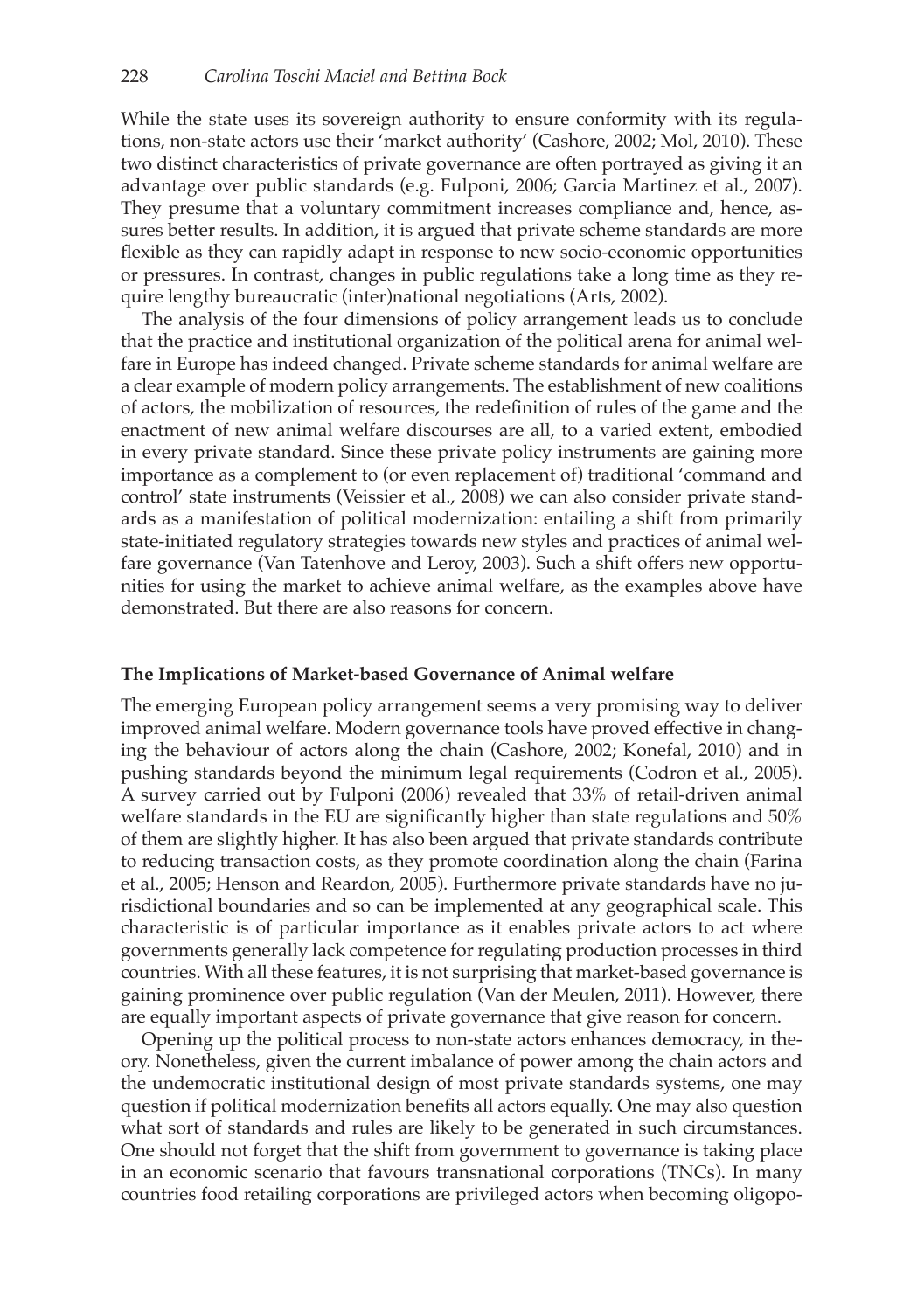While the state uses its sovereign authority to ensure conformity with its regulations, non-state actors use their 'market authority' (Cashore, 2002; Mol, 2010). These two distinct characteristics of private governance are often portrayed as giving it an advantage over public standards (e.g. Fulponi, 2006; Garcia Martinez et al., 2007). They presume that a voluntary commitment increases compliance and, hence, assures better results. In addition, it is argued that private scheme standards are more flexible as they can rapidly adapt in response to new socio-economic opportunities or pressures. In contrast, changes in public regulations take a long time as they require lengthy bureaucratic (inter)national negotiations (Arts, 2002).

The analysis of the four dimensions of policy arrangement leads us to conclude that the practice and institutional organization of the political arena for animal welfare in Europe has indeed changed. Private scheme standards for animal welfare are a clear example of modern policy arrangements. The establishment of new coalitions of actors, the mobilization of resources, the redefinition of rules of the game and the enactment of new animal welfare discourses are all, to a varied extent, embodied in every private standard. Since these private policy instruments are gaining more importance as a complement to (or even replacement of) traditional 'command and control' state instruments (Veissier et al., 2008) we can also consider private standards as a manifestation of political modernization: entailing a shift from primarily state-initiated regulatory strategies towards new styles and practices of animal welfare governance (Van Tatenhove and Leroy, 2003). Such a shift offers new opportunities for using the market to achieve animal welfare, as the examples above have demonstrated. But there are also reasons for concern.

### The Implications of Market-based Governance of Animal welfare

The emerging European policy arrangement seems a very promising way to deliver improved animal welfare. Modern governance tools have proved effective in changing the behaviour of actors along the chain (Cashore, 2002; Konefal, 2010) and in pushing standards beyond the minimum legal requirements (Codron et al., 2005). A survey carried out by Fulponi (2006) revealed that 33% of retail-driven animal welfare standards in the EU are significantly higher than state regulations and 50% of them are slightly higher. It has also been argued that private standards contribute to reducing transaction costs, as they promote coordination along the chain (Farina et al., 2005; Henson and Reardon, 2005). Furthermore private standards have no jurisdictional boundaries and so can be implemented at any geographical scale. This characteristic is of particular importance as it enables private actors to act where governments generally lack competence for regulating production processes in third countries. With all these features, it is not surprising that market-based governance is gaining prominence over public regulation (Van der Meulen, 2011). However, there are equally important aspects of private governance that give reason for concern.

Opening up the political process to non-state actors enhances democracy, in theory. Nonetheless, given the current imbalance of power among the chain actors and the undemocratic institutional design of most private standards systems, one may question if political modernization benefits all actors equally. One may also question what sort of standards and rules are likely to be generated in such circumstances. One should not forget that the shift from government to governance is taking place in an economic scenario that favours transnational corporations (TNCs). In many countries food retailing corporations are privileged actors when becoming oligopo-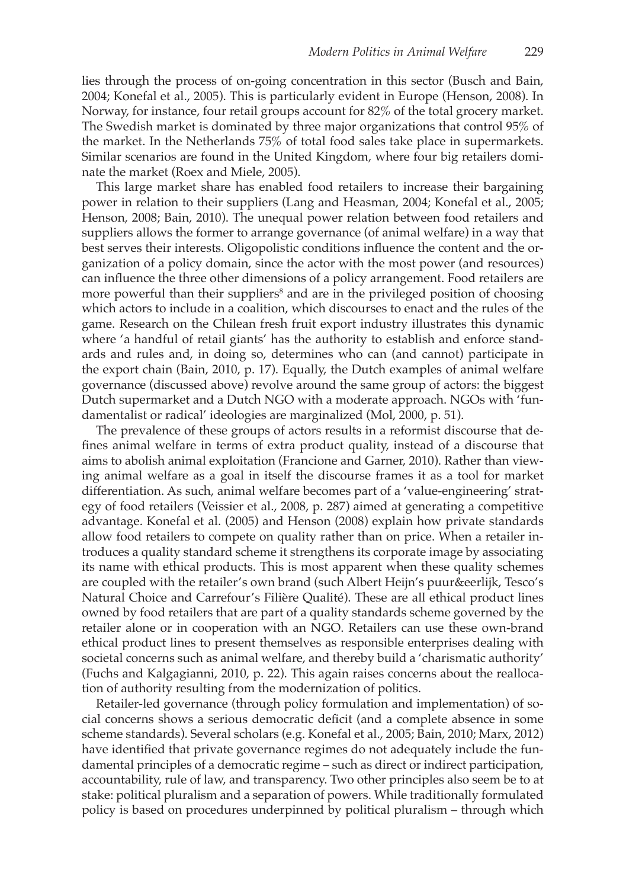lies through the process of on-going concentration in this sector (Busch and Bain, 2004; Konefal et al., 2005). This is particularly evident in Europe (Henson, 2008). In Norway, for instance, four retail groups account for 82% of the total grocery market. The Swedish market is dominated by three major organizations that control 95% of the market. In the Netherlands 75% of total food sales take place in supermarkets. Similar scenarios are found in the United Kingdom, where four big retailers dominate the market (Roex and Miele, 2005).

This large market share has enabled food retailers to increase their bargaining power in relation to their suppliers (Lang and Heasman, 2004; Konefal et al., 2005; Henson, 2008; Bain, 2010). The unequal power relation between food retailers and suppliers allows the former to arrange governance (of animal welfare) in a way that best serves their interests. Oligopolistic conditions influence the content and the organization of a policy domain, since the actor with the most power (and resources) can influence the three other dimensions of a policy arrangement. Food retailers are more powerful than their suppliers[8] and are in the privileged position of choosing which actors to include in a coalition, which discourses to enact and the rules of the game. Research on the Chilean fresh fruit export industry illustrates this dynamic where 'a handful of retail giants' has the authority to establish and enforce standards and rules and, in doing so, determines who can (and cannot) participate in the export chain (Bain, 2010, p. 17). Equally, the Dutch examples of animal welfare governance (discussed above) revolve around the same group of actors: the biggest Dutch supermarket and a Dutch NGO with a moderate approach. NGOs with 'fundamentalist or radical' ideologies are marginalized (Mol, 2000, p. 51).

The prevalence of these groups of actors results in a reformist discourse that defines animal welfare in terms of extra product quality, instead of a discourse that aims to abolish animal exploitation (Francione and Garner, 2010). Rather than viewing animal welfare as a goal in itself the discourse frames it as a tool for market differentiation. As such, animal welfare becomes part of a 'value-engineering' strategy of food retailers (Veissier et al., 2008, p. 287) aimed at generating a competitive advantage. Konefal et al. (2005) and Henson (2008) explain how private standards allow food retailers to compete on quality rather than on price. When a retailer introduces a quality standard scheme it strengthens its corporate image by associating its name with ethical products. This is most apparent when these quality schemes are coupled with the retailer's own brand (such Albert Heijn's puur&eerlijk, Tesco's Natural Choice and Carrefour's Filière Qualité). These are all ethical product lines owned by food retailers that are part of a quality standards scheme governed by the retailer alone or in cooperation with an NGO. Retailers can use these own-brand ethical product lines to present themselves as responsible enterprises dealing with societal concerns such as animal welfare, and thereby build a 'charismatic authority' (Fuchs and Kalgagianni, 2010, p. 22). This again raises concerns about the reallocation of authority resulting from the modernization of politics.

Retailer-led governance (through policy formulation and implementation) of social concerns shows a serious democratic deficit (and a complete absence in some scheme standards). Several scholars (e.g. Konefal et al., 2005; Bain, 2010; Marx, 2012) have identified that private governance regimes do not adequately include the fundamental principles of a democratic regime – such as direct or indirect participation, accountability, rule of law, and transparency. Two other principles also seem be to at stake: political pluralism and a separation of powers. While traditionally formulated policy is based on procedures underpinned by political pluralism – through which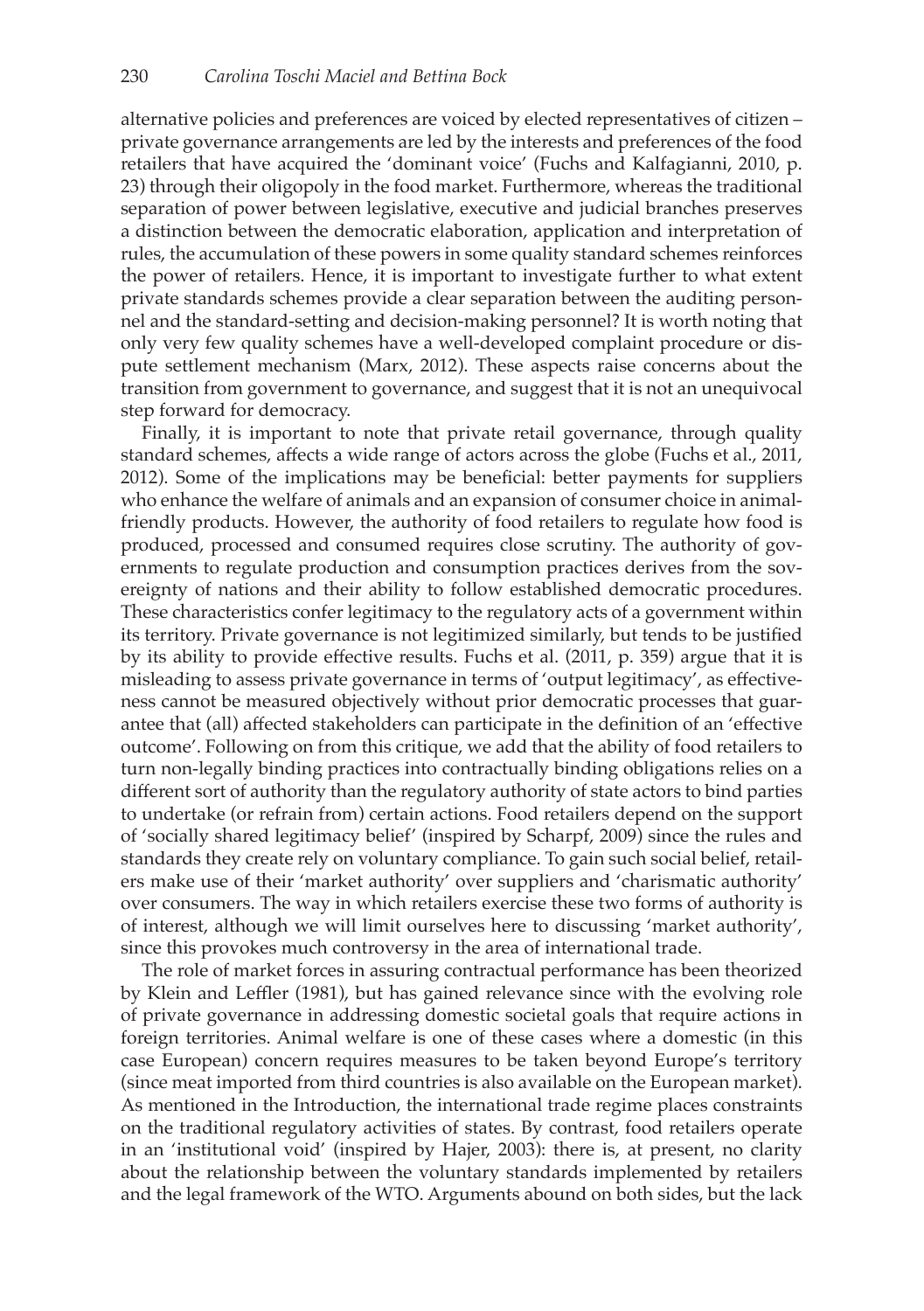alternative policies and preferences are voiced by elected representatives of citizen – private governance arrangements are led by the interests and preferences of the food retailers that have acquired the 'dominant voice' (Fuchs and Kalfagianni, 2010, p. 23) through their oligopoly in the food market. Furthermore, whereas the traditional separation of power between legislative, executive and judicial branches preserves a distinction between the democratic elaboration, application and interpretation of rules, the accumulation of these powers in some quality standard schemes reinforces the power of retailers. Hence, it is important to investigate further to what extent private standards schemes provide a clear separation between the auditing personnel and the standard-setting and decision-making personnel? It is worth noting that only very few quality schemes have a well-developed complaint procedure or dispute settlement mechanism (Marx, 2012). These aspects raise concerns about the transition from government to governance, and suggest that it is not an unequivocal step forward for democracy.

Finally, it is important to note that private retail governance, through quality standard schemes, affects a wide range of actors across the globe (Fuchs et al., 2011, 2012). Some of the implications may be beneficial: better payments for suppliers who enhance the welfare of animals and an expansion of consumer choice in animal-friendly products. However, the authority of food retailers to regulate how food is produced, processed and consumed requires close scrutiny. The authority of governments to regulate production and consumption practices derives from the sovereignty of nations and their ability to follow established democratic procedures. These characteristics confer legitimacy to the regulatory acts of a government within its territory. Private governance is not legitimized similarly, but tends to be justified by its ability to provide effective results. Fuchs et al. (2011, p. 359) argue that it is misleading to assess private governance in terms of 'output legitimacy', as effectiveness cannot be measured objectively without prior democratic processes that guarantee that (all) affected stakeholders can participate in the definition of an 'effective outcome'. Following on from this critique, we add that the ability of food retailers to turn non-legally binding practices into contractually binding obligations relies on a different sort of authority than the regulatory authority of state actors to bind parties to undertake (or refrain from) certain actions. Food retailers depend on the support of 'socially shared legitimacy belief' (inspired by Scharpf, 2009) since the rules and standards they create rely on voluntary compliance. To gain such social belief, retailers make use of their 'market authority' over suppliers and 'charismatic authority' over consumers. The way in which retailers exercise these two forms of authority is of interest, although we will limit ourselves here to discussing 'market authority', since this provokes much controversy in the area of international trade.

The role of market forces in assuring contractual performance has been theorized by Klein and Leffler (1981), but has gained relevance since with the evolving role of private governance in addressing domestic societal goals that require actions in foreign territories. Animal welfare is one of these cases where a domestic (in this case European) concern requires measures to be taken beyond Europe's territory (since meat imported from third countries is also available on the European market). As mentioned in the Introduction, the international trade regime places constraints on the traditional regulatory activities of states. By contrast, food retailers operate in an 'institutional void' (inspired by Hajer, 2003): there is, at present, no clarity about the relationship between the voluntary standards implemented by retailers and the legal framework of the WTO. Arguments abound on both sides, but the lack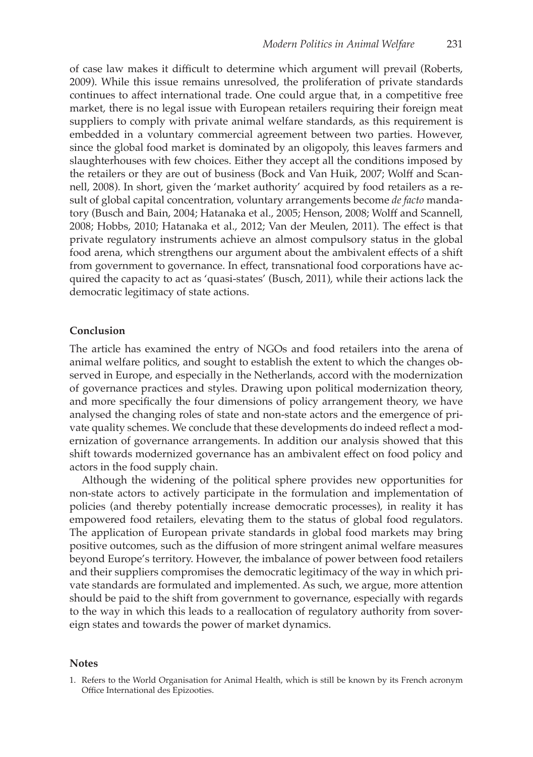of case law makes it difficult to determine which argument will prevail (Roberts, 2009). While this issue remains unresolved, the proliferation of private standards continues to affect international trade. One could argue that, in a competitive free market, there is no legal issue with European retailers requiring their foreign meat suppliers to comply with private animal welfare standards, as this requirement is embedded in a voluntary commercial agreement between two parties. However, since the global food market is dominated by an oligopoly, this leaves farmers and slaughterhouses with few choices. Either they accept all the conditions imposed by the retailers or they are out of business (Bock and Van Huik, 2007; Wolff and Scannell, 2008). In short, given the 'market authority' acquired by food retailers as a result of global capital concentration, voluntary arrangements become *de facto* mandatory (Busch and Bain, 2004; Hatanaka et al., 2005; Henson, 2008; Wolff and Scannell, 2008; Hobbs, 2010; Hatanaka et al., 2012; Van der Meulen, 2011). The effect is that private regulatory instruments achieve an almost compulsory status in the global food arena, which strengthens our argument about the ambivalent effects of a shift from government to governance. In effect, transnational food corporations have acquired the capacity to act as 'quasi-states' (Busch, 2011), while their actions lack the democratic legitimacy of state actions.

## Conclusion

The article has examined the entry of NGOs and food retailers into the arena of animal welfare politics, and sought to establish the extent to which the changes observed in Europe, and especially in the Netherlands, accord with the modernization of governance practices and styles. Drawing upon political modernization theory, and more specifically the four dimensions of policy arrangement theory, we have analysed the changing roles of state and non-state actors and the emergence of private quality schemes. We conclude that these developments do indeed reflect a modernization of governance arrangements. In addition our analysis showed that this shift towards modernized governance has an ambivalent effect on food policy and actors in the food supply chain.

Although the widening of the political sphere provides new opportunities for non-state actors to actively participate in the formulation and implementation of policies (and thereby potentially increase democratic processes), in reality it has empowered food retailers, elevating them to the status of global food regulators. The application of European private standards in global food markets may bring positive outcomes, such as the diffusion of more stringent animal welfare measures beyond Europe's territory. However, the imbalance of power between food retailers and their suppliers compromises the democratic legitimacy of the way in which private standards are formulated and implemented. As such, we argue, more attention should be paid to the shift from government to governance, especially with regards to the way in which this leads to a reallocation of regulatory authority from sovereign states and towards the power of market dynamics.

## Notes

1. Refers to the World Organisation for Animal Health, which is still be known by its French acronym Office International des Epizooties.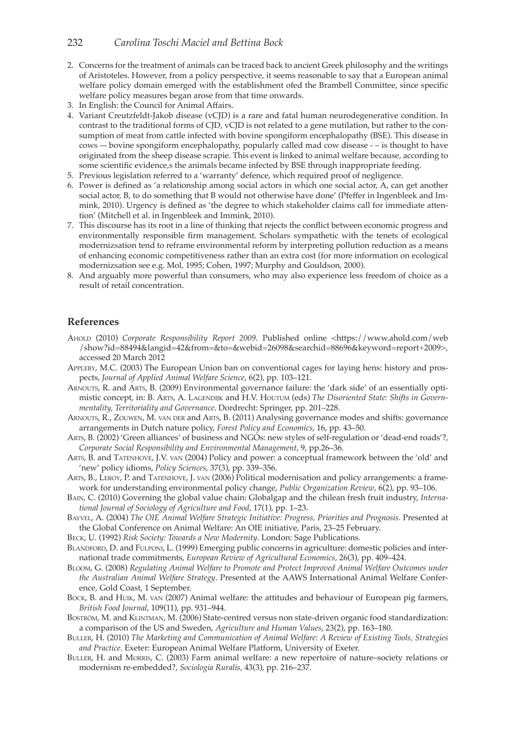2. Concerns for the treatment of animals can be traced back to ancient Greek philosophy and the writings of Aristoteles. However, from a policy perspective, it seems reasonable to say that a European animal welfare policy domain emerged with the establishment ofed the Brambell Committee, since specific welfare policy measures began arose from that time onwards.
3. In English: the Council for Animal Affairs.
4. Variant Creutzfeldt-Jakob disease (vCJD) is a rare and fatal human neurodegenerative condition. In contrast to the traditional forms of CJD, vCJD is not related to a gene mutilation, but rather to the consumption of meat from cattle infected with bovine spongiform encephalopathy (BSE). This disease in cows –- bovine spongiform encephalopathy, popularly called mad cow disease - – is thought to have originated from the sheep disease scrapie. This event is linked to animal welfare because, according to some scientific evidence,s the animals became infected by BSE through inappropriate feeding.
5. Previous legislation referred to a 'warranty' defence, which required proof of negligence.
6. Power is defined as 'a relationship among social actors in which one social actor, A, can get another social actor, B, to do something that B would not otherwise have done' (Pfeffer in Ingenbleek and Immink, 2010). Urgency is defined as 'the degree to which stakeholder claims call for immediate attention' (Mitchell et al. in Ingenbleek and Immink, 2010).
7. This discourse has its root in a line of thinking that rejects the conflict between economic progress and environmentally responsible firm management. Scholars sympathetic with the tenets of ecological modernizsation tend to reframe environmental reform by interpreting pollution reduction as a means of enhancing economic competitiveness rather than an extra cost (for more information on ecological modernizsation see e.g. Mol, 1995; Cohen, 1997; Murphy and Gouldson, 2000).
8. And arguably more powerful than consumers, who may also experience less freedom of choice as a result of retail concentration.

## References

Ahold (2010) *Corporate Responsibility Report 2009*. Published online <https://www.ahold.com/web/show?id=88494&langid=42&from=&to=&webid=26098&searchid=88696&keyword=report+2009>, accessed 20 March 2012

Appleby, M.C. (2003) The European Union ban on conventional cages for laying hens: history and prospects, *Journal of Applied Animal Welfare Science*, 6(2), pp. 103–121.

Arnouts, R. and Arts, B. (2009) Environmental governance failure: the 'dark side' of an essentially optimistic concept, in: B. Arts, A. Lagendijk and H.V. Houtum (eds) *The Disoriented State: Shifts in Governmentality, Territoriality and Governance*. Dordrecht: Springer, pp. 201–228.

Arnouts, R., Zouwen, M. van der and Arts, B. (2011) Analysing governance modes and shifts: governance arrangements in Dutch nature policy, *Forest Policy and Economics*, 16, pp. 43–50.

Arts, B. (2002) 'Green alliances' of business and NGOs: new styles of self-regulation or 'dead-end roads'?, *Corporate Social Responsibility and Environmental Management*, 9, pp.26–36.

Arts, B. and Tatenhove, J.V. van (2004) Policy and power: a conceptual framework between the 'old' and 'new' policy idioms, *Policy Sciences*, 37(3), pp. 339–356.

Arts, B., Leroy, P. and Tatenhove, J. van (2006) Political modernisation and policy arrangements: a framework for understanding environmental policy change, *Public Organization Review*, 6(2), pp. 93–106.

Bain, C. (2010) Governing the global value chain: Globalgap and the chilean fresh fruit industry, *International Journal of Sociology of Agriculture and Food*, 17(1), pp. 1–23.

Bayvel, A. (2004) *The OIE Animal Welfare Strategic Initiative: Progress, Priorities and Prognosis*. Presented at the Global Conference on Animal Welfare: An OIE initiative, Paris, 23–25 February.

Beck, U. (1992) *Risk Society: Towards a New Modernity*. London: Sage Publications.

Blandford, D. and Fulponi, L. (1999) Emerging public concerns in agriculture: domestic policies and international trade commitments, *European Review of Agricultural Economics*, 26(3), pp. 409–424.

Bloom, G. (2008) *Regulating Animal Welfare to Promote and Protect Improved Animal Welfare Outcomes under the Australian Animal Welfare Strategy*. Presented at the AAWS International Animal Welfare Conference, Gold Coast, 1 September.

Bock, B. and Huik, M. van (2007) Animal welfare: the attitudes and behaviour of European pig farmers, *British Food Journal*, 109(11), pp. 931–944.

Boström, M. and Klintman, M. (2006) State-centred versus non state-driven organic food standardization: a comparison of the US and Sweden, *Agriculture and Human Values*, 23(2), pp. 163–180.

Buller, H. (2010) *The Marketing and Communication of Animal Welfare: A Review of Existing Tools, Strategies and Practice*. Exeter: European Animal Welfare Platform, University of Exeter.

Buller, H. and Morris, C. (2003) Farm animal welfare: a new repertoire of nature–society relations or modernism re-embedded?, *Sociologia Ruralis*, 43(3), pp. 216–237.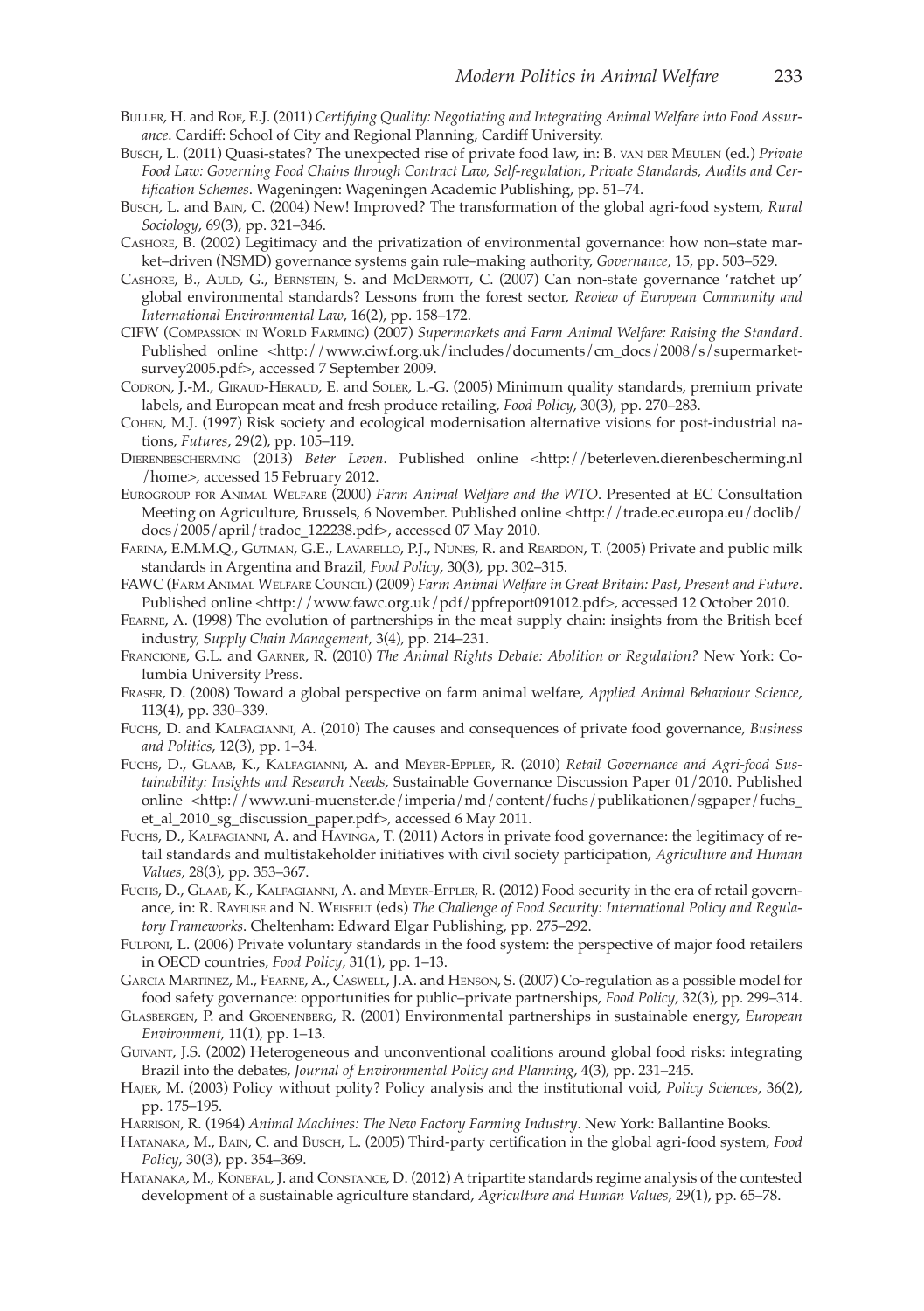Buller, H. and Roe, E.J. (2011) *Certifying Quality: Negotiating and Integrating Animal Welfare into Food Assurance*. Cardiff: School of City and Regional Planning, Cardiff University.

Busch, L. (2011) Quasi-states? The unexpected rise of private food law, in: B. van der Meulen (ed.) *Private Food Law: Governing Food Chains through Contract Law, Self-regulation, Private Standards, Audits and Certification Schemes*. Wageningen: Wageningen Academic Publishing, pp. 51–74.

Busch, L. and Bain, C. (2004) New! Improved? The transformation of the global agri-food system, *Rural Sociology*, 69(3), pp. 321–346.

Cashore, B. (2002) Legitimacy and the privatization of environmental governance: how non–state market–driven (NSMD) governance systems gain rule–making authority, *Governance*, 15, pp. 503–529.

Cashore, B., Auld, G., Bernstein, S. and McDermott, C. (2007) Can non-state governance 'ratchet up' global environmental standards? Lessons from the forest sector, *Review of European Community and International Environmental Law*, 16(2), pp. 158–172.

CIFW (Compassion in World Farming) (2007) *Supermarkets and Farm Animal Welfare: Raising the Standard*. Published online <http://www.ciwf.org.uk/includes/documents/cm_docs/2008/s/supermarket-survey2005.pdf>, accessed 7 September 2009.

Codron, J.-M., Giraud-Heraud, E. and Soler, L.-G. (2005) Minimum quality standards, premium private labels, and European meat and fresh produce retailing, *Food Policy*, 30(3), pp. 270–283.

Cohen, M.J. (1997) Risk society and ecological modernisation alternative visions for post-industrial nations, *Futures*, 29(2), pp. 105–119.

Dierenbescherming (2013) *Beter Leven*. Published online <http://beterleven.dierenbescherming.nl/home>, accessed 15 February 2012.

Eurogroup for Animal Welfare (2000) *Farm Animal Welfare and the WTO*. Presented at EC Consultation Meeting on Agriculture, Brussels, 6 November. Published online <http://trade.ec.europa.eu/doclib/docs/2005/april/tradoc_122238.pdf>, accessed 07 May 2010.

Farina, E.M.M.Q., Gutman, G.E., Lavarello, P.J., Nunes, R. and Reardon, T. (2005) Private and public milk standards in Argentina and Brazil, *Food Policy*, 30(3), pp. 302–315.

FAWC (Farm Animal Welfare Council) (2009) *Farm Animal Welfare in Great Britain: Past, Present and Future*. Published online <http://www.fawc.org.uk/pdf/ppfreport091012.pdf>, accessed 12 October 2010.

Fearne, A. (1998) The evolution of partnerships in the meat supply chain: insights from the British beef industry, *Supply Chain Management*, 3(4), pp. 214–231.

Francione, G.L. and Garner, R. (2010) *The Animal Rights Debate: Abolition or Regulation?* New York: Columbia University Press.

Fraser, D. (2008) Toward a global perspective on farm animal welfare, *Applied Animal Behaviour Science*, 113(4), pp. 330–339.

Fuchs, D. and Kalfagianni, A. (2010) The causes and consequences of private food governance, *Business and Politics*, 12(3), pp. 1–34.

Fuchs, D., Glaab, K., Kalfagianni, A. and Meyer-Eppler, R. (2010) *Retail Governance and Agri-food Sustainability: Insights and Research Needs*, Sustainable Governance Discussion Paper 01/2010. Published online <http://www.uni-muenster.de/imperia/md/content/fuchs/publikationen/sgpaper/fuchs_et_al_2010_sg_discussion_paper.pdf>, accessed 6 May 2011.

Fuchs, D., Kalfagianni, A. and Havinga, T. (2011) Actors in private food governance: the legitimacy of retail standards and multistakeholder initiatives with civil society participation, *Agriculture and Human Values*, 28(3), pp. 353–367.

Fuchs, D., Glaab, K., Kalfagianni, A. and Meyer-Eppler, R. (2012) Food security in the era of retail governance, in: R. Rayfuse and N. Weisfelt (eds) *The Challenge of Food Security: International Policy and Regulatory Frameworks*. Cheltenham: Edward Elgar Publishing, pp. 275–292.

Fulponi, L. (2006) Private voluntary standards in the food system: the perspective of major food retailers in OECD countries, *Food Policy*, 31(1), pp. 1–13.

Garcia Martinez, M., Fearne, A., Caswell, J.A. and Henson, S. (2007) Co-regulation as a possible model for food safety governance: opportunities for public–private partnerships, *Food Policy*, 32(3), pp. 299–314.

Glasbergen, P. and Groenenberg, R. (2001) Environmental partnerships in sustainable energy, *European Environment*, 11(1), pp. 1–13.

Guivant, J.S. (2002) Heterogeneous and unconventional coalitions around global food risks: integrating Brazil into the debates, *Journal of Environmental Policy and Planning*, 4(3), pp. 231–245.

Hajer, M. (2003) Policy without polity? Policy analysis and the institutional void, *Policy Sciences*, 36(2), pp. 175–195.

Harrison, R. (1964) *Animal Machines: The New Factory Farming Industry*. New York: Ballantine Books.

Hatanaka, M., Bain, C. and Busch, L. (2005) Third-party certification in the global agri-food system, *Food Policy*, 30(3), pp. 354–369.

Hatanaka, M., Konefal, J. and Constance, D. (2012) A tripartite standards regime analysis of the contested development of a sustainable agriculture standard, *Agriculture and Human Values*, 29(1), pp. 65–78.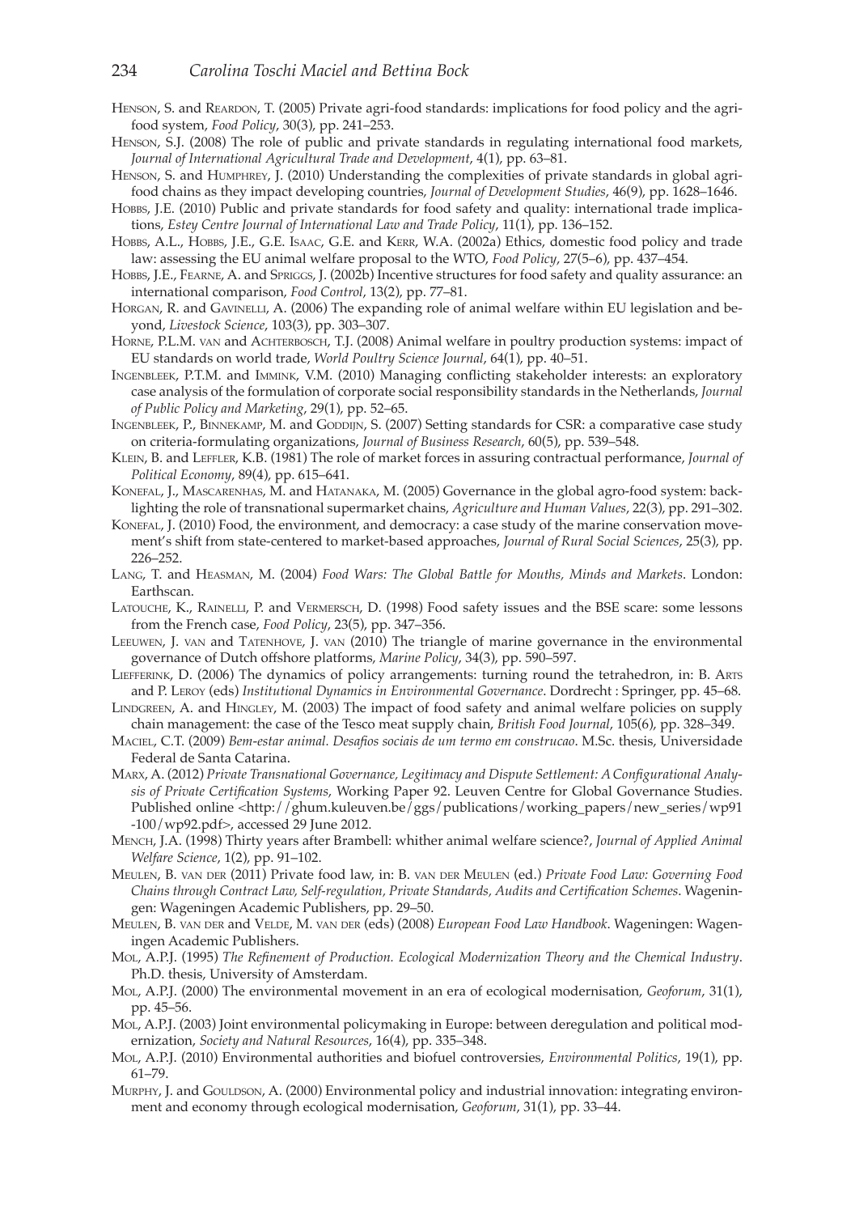Henson, S. and Reardon, T. (2005) Private agri-food standards: implications for food policy and the agri-food system, *Food Policy*, 30(3), pp. 241–253.

Henson, S.J. (2008) The role of public and private standards in regulating international food markets, *Journal of International Agricultural Trade and Development*, 4(1), pp. 63–81.

Henson, S. and Humphrey, J. (2010) Understanding the complexities of private standards in global agri-food chains as they impact developing countries, *Journal of Development Studies*, 46(9), pp. 1628–1646.

Hobbs, J.E. (2010) Public and private standards for food safety and quality: international trade implications, *Estey Centre Journal of International Law and Trade Policy*, 11(1), pp. 136–152.

Hobbs, A.L., Hobbs, J.E., G.E. Isaac, G.E. and Kerr, W.A. (2002a) Ethics, domestic food policy and trade law: assessing the EU animal welfare proposal to the WTO, *Food Policy*, 27(5–6), pp. 437–454.

Hobbs, J.E., Fearne, A. and Spriggs, J. (2002b) Incentive structures for food safety and quality assurance: an international comparison, *Food Control*, 13(2), pp. 77–81.

Horgan, R. and Gavinelli, A. (2006) The expanding role of animal welfare within EU legislation and beyond, *Livestock Science*, 103(3), pp. 303–307.

Horne, P.L.M. van and Achterbosch, T.J. (2008) Animal welfare in poultry production systems: impact of EU standards on world trade, *World Poultry Science Journal*, 64(1), pp. 40–51.

Ingenbleek, P.T.M. and Immink, V.M. (2010) Managing conflicting stakeholder interests: an exploratory case analysis of the formulation of corporate social responsibility standards in the Netherlands, *Journal of Public Policy and Marketing*, 29(1), pp. 52–65.

Ingenbleek, P., Binnekamp, M. and Goddijn, S. (2007) Setting standards for CSR: a comparative case study on criteria-formulating organizations, *Journal of Business Research*, 60(5), pp. 539–548.

Klein, B. and Leffler, K.B. (1981) The role of market forces in assuring contractual performance, *Journal of Political Economy*, 89(4), pp. 615–641.

Konefal, J., Mascarenhas, M. and Hatanaka, M. (2005) Governance in the global agro-food system: backlighting the role of transnational supermarket chains, *Agriculture and Human Values*, 22(3), pp. 291–302.

Konefal, J. (2010) Food, the environment, and democracy: a case study of the marine conservation movement's shift from state-centered to market-based approaches, *Journal of Rural Social Sciences*, 25(3), pp. 226–252.

Lang, T. and Heasman, M. (2004) *Food Wars: The Global Battle for Mouths, Minds and Markets*. London: Earthscan.

Latouche, K., Rainelli, P. and Vermersch, D. (1998) Food safety issues and the BSE scare: some lessons from the French case, *Food Policy*, 23(5), pp. 347–356.

Leeuwen, J. van and Tatenhove, J. van (2010) The triangle of marine governance in the environmental governance of Dutch offshore platforms, *Marine Policy*, 34(3), pp. 590–597.

Liefferink, D. (2006) The dynamics of policy arrangements: turning round the tetrahedron, in: B. Arts and P. Leroy (eds) *Institutional Dynamics in Environmental Governance*. Dordrecht : Springer, pp. 45–68.

Lindgreen, A. and Hingley, M. (2003) The impact of food safety and animal welfare policies on supply chain management: the case of the Tesco meat supply chain, *British Food Journal*, 105(6), pp. 328–349.

Maciel, C.T. (2009) *Bem-estar animal. Desafios sociais de um termo em construcao*. M.Sc. thesis, Universidade Federal de Santa Catarina.

Marx, A. (2012) *Private Transnational Governance, Legitimacy and Dispute Settlement: A Configurational Analysis of Private Certification Systems*, Working Paper 92. Leuven Centre for Global Governance Studies. Published online <http://ghum.kuleuven.be/ggs/publications/working_papers/new_series/wp91-100/wp92.pdf>, accessed 29 June 2012.

Mench, J.A. (1998) Thirty years after Brambell: whither animal welfare science?, *Journal of Applied Animal Welfare Science*, 1(2), pp. 91–102.

Meulen, B. van der (2011) Private food law, in: B. van der Meulen (ed.) *Private Food Law: Governing Food Chains through Contract Law, Self-regulation, Private Standards, Audits and Certification Schemes*. Wageningen: Wageningen Academic Publishers, pp. 29–50.

Meulen, B. van der and Velde, M. van der (eds) (2008) *European Food Law Handbook*. Wageningen: Wageningen Academic Publishers.

Mol, A.P.J. (1995) *The Refinement of Production. Ecological Modernization Theory and the Chemical Industry*. Ph.D. thesis, University of Amsterdam.

Mol, A.P.J. (2000) The environmental movement in an era of ecological modernisation, *Geoforum*, 31(1), pp. 45–56.

Mol, A.P.J. (2003) Joint environmental policymaking in Europe: between deregulation and political modernization, *Society and Natural Resources*, 16(4), pp. 335–348.

Mol, A.P.J. (2010) Environmental authorities and biofuel controversies, *Environmental Politics*, 19(1), pp. 61–79.

Murphy, J. and Gouldson, A. (2000) Environmental policy and industrial innovation: integrating environment and economy through ecological modernisation, *Geoforum*, 31(1), pp. 33–44.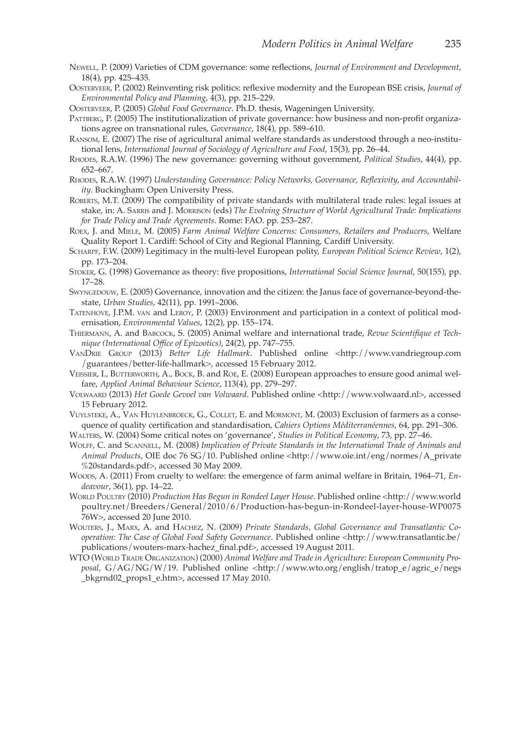Newell, P. (2009) Varieties of CDM governance: some reflections, *Journal of Environment and Development*, 18(4), pp. 425–435.

Oosterveer, P. (2002) Reinventing risk politics: reflexive modernity and the European BSE crisis, *Journal of Environmental Policy and Planning*, 4(3), pp. 215–229.

Oosterveer, P. (2005) *Global Food Governance*. Ph.D. thesis, Wageningen University.

Pattberg, P. (2005) The institutionalization of private governance: how business and non-profit organizations agree on transnational rules, *Governance*, 18(4), pp. 589–610.

Ransom, E. (2007) The rise of agricultural animal welfare standards as understood through a neo-institutional lens, *International Journal of Sociology of Agriculture and Food*, 15(3), pp. 26–44.

Rhodes, R.A.W. (1996) The new governance: governing without government, *Political Studies*, 44(4), pp. 652–667.

Rhodes, R.A.W. (1997) *Understanding Governance: Policy Networks, Governance, Reflexivity, and Accountability*. Buckingham: Open University Press.

Roberts, M.T. (2009) The compatibility of private standards with multilateral trade rules: legal issues at stake, in: A. Sarris and J. Morrison (eds) *The Evolving Structure of World Agricultural Trade: Implications for Trade Policy and Trade Agreements*. Rome: FAO. pp. 253–287.

Roex, J. and Miele, M. (2005) *Farm Animal Welfare Concerns: Consumers, Retailers and Producers*, Welfare Quality Report 1. Cardiff: School of City and Regional Planning, Cardiff University.

Scharpf, F.W. (2009) Legitimacy in the multi-level European polity, *European Political Science Review*, 1(2), pp. 173–204.

Stoker, G. (1998) Governance as theory: five propositions, *International Social Science Journal*, 50(155), pp. 17–28.

Swyngedouw, E. (2005) Governance, innovation and the citizen: the Janus face of governance-beyond-the-state, *Urban Studies*, 42(11), pp. 1991–2006.

Tatenhove, J.P.M. van and Leroy, P. (2003) Environment and participation in a context of political modernisation, *Environmental Values*, 12(2), pp. 155–174.

Thiermann, A. and Babcock, S. (2005) Animal welfare and international trade, *Revue Scientifique et Technique (International Office of Epizootics)*, 24(2), pp. 747–755.

VanDrie Group (2013) *Better Life Hallmark*. Published online <http://www.vandriegroup.com/guarantees/better-life-hallmark>, accessed 15 February 2012.

Veissier, I., Butterworth, A., Bock, B. and Roe, E. (2008) European approaches to ensure good animal welfare, *Applied Animal Behaviour Science*, 113(4), pp. 279–297.

Volwaard (2013) *Het Goede Gevoel van Volwaard*. Published online <http://www.volwaard.nl>, accessed 15 February 2012.

Vuylsteke, A., Van Huylenbroeck, G., Collet, E. and Mormont, M. (2003) Exclusion of farmers as a consequence of quality certification and standardisation, *Cahiers Options Méditerranéennes*, 64, pp. 291–306.

Walters, W. (2004) Some critical notes on 'governance', *Studies in Political Economy*, 73, pp. 27–46.

Wolff, C. and Scannell, M. (2008) *Implication of Private Standards in the International Trade of Animals and Animal Products*, OIE doc 76 SG/10. Published online <http://www.oie.int/eng/normes/A_private%20standards.pdf>, accessed 30 May 2009.

Woods, A. (2011) From cruelty to welfare: the emergence of farm animal welfare in Britain, 1964–71, *Endeavour*, 36(1), pp. 14–22.

World Poultry (2010) *Production Has Begun in Rondeel Layer House*. Published online <http://www.worldpoultry.net/Breeders/General/2010/6/Production-has-begun-in-Rondeel-layer-house-WP007576W>, accessed 20 June 2010.

Wouters, J., Marx, A. and Hachez, N. (2009) *Private Standards, Global Governance and Transatlantic Cooperation: The Case of Global Food Safety Governance*. Published online <http://www.transatlantic.be/publications/wouters-marx-hachez_final.pdf>, accessed 19 August 2011.

WTO (World Trade Organization) (2000) *Animal Welfare and Trade in Agriculture: European Community Proposal*, G/AG/NG/W/19. Published online <http://www.wto.org/english/tratop_e/agric_e/negs_bkgrnd02_props1_e.htm>, accessed 17 May 2010.